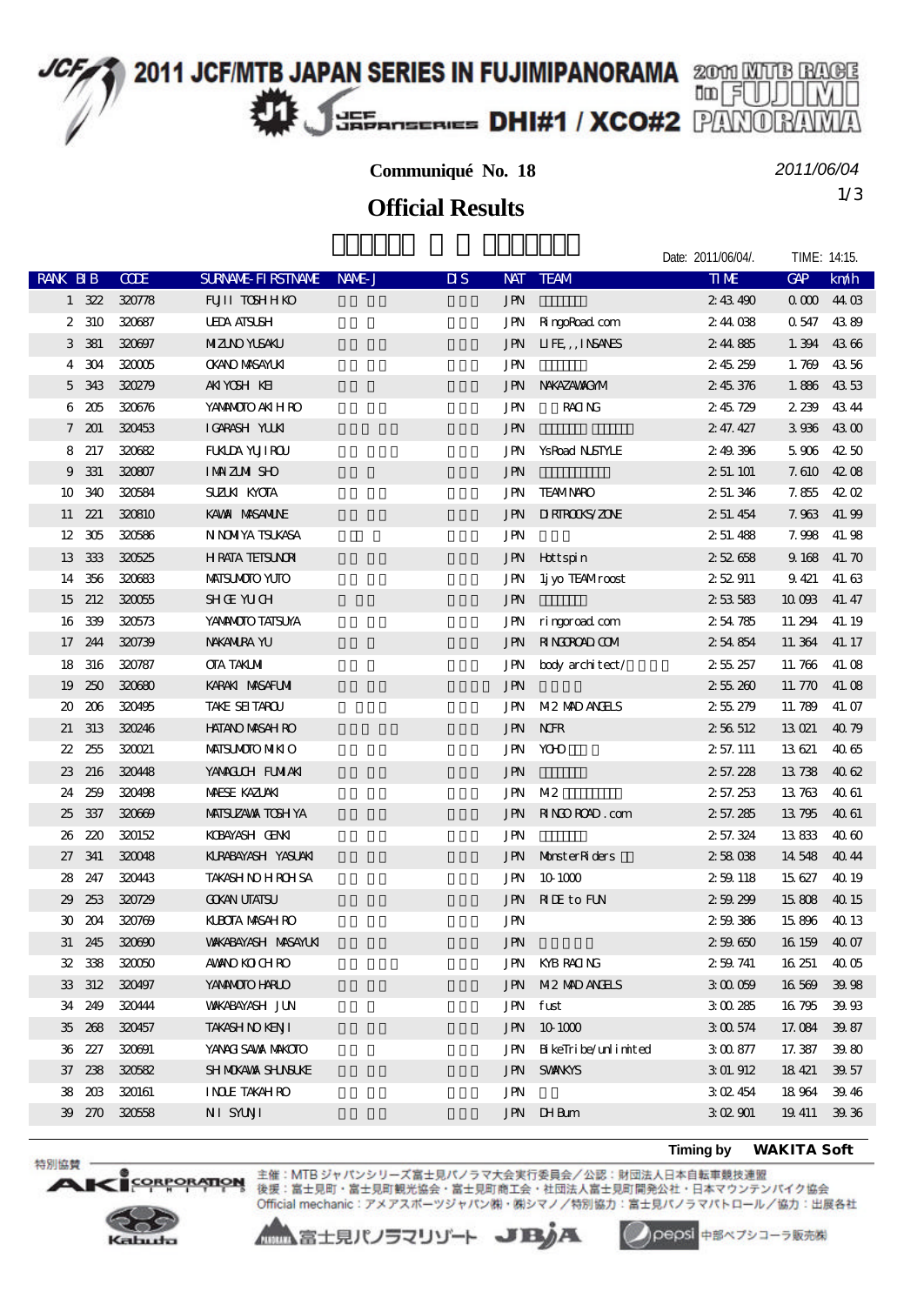# 2011 JCF/MTB JAPAN SERIES IN FUJIMIPANORAMA

2011 MTB RACE in FUJIMI PANORAMA

JCF JAPAN SERIES DHI#1 / XCO#2

**Communiqué No. 18**

*2011/06/04*

## Official Results

Date: 2011/06/04/. TIME: 14:15.

| RANK | BIB | CODE | SURNAME-FIRSTNAME | NAME-J | DIS | NAT | TEAM | TIME | GAP | km/h |
|---|---|---|---|---|---|---|---|---|---|---|
| 1 | 322 | 320778 | FUJII TOSHIHIKO | | | JPN | | 2:43.490 | 0.000 | 44.03 |
| 2 | 310 | 320687 | UEDA ATSUSHI | | | JPN | RingoRoad.com | 2:44.038 | 0.547 | 43.89 |
| 3 | 381 | 320697 | MIZUNO YUSAKU | | | JPN | LIFE,,,INSANES | 2:44.885 | 1.394 | 43.66 |
| 4 | 304 | 320005 | OKANO MASAYUKI | | | JPN | | 2:45.259 | 1.769 | 43.56 |
| 5 | 343 | 320279 | AKIYOSHI KEI | | | JPN | NAKAZAWAGYM | 2:45.376 | 1.886 | 43.53 |
| 6 | 205 | 320676 | YAMAMOTO AKIHIRO | | | JPN | RACING | 2:45.729 | 2.239 | 43.44 |
| 7 | 201 | 320453 | IGARASHI YUUKI | | | JPN | | 2:47.427 | 3.936 | 43.00 |
| 8 | 217 | 320682 | FUKUDA YUJIROU | | | JPN | YsRoad NUSTYLE | 2:49.396 | 5.906 | 42.50 |
| 9 | 331 | 320807 | IMAIZUMI SHO | | | JPN | | 2:51.101 | 7.610 | 42.08 |
| 10 | 340 | 320584 | SUZUKI KYOTA | | | JPN | TEAM NARO | 2:51.346 | 7.855 | 42.02 |
| 11 | 221 | 320810 | KAWAI MASAMUNE | | | JPN | DIRTROCKS/ZONE | 2:51.454 | 7.963 | 41.99 |
| 12 | 305 | 320586 | NINOMIYA TSUKASA | | | JPN | | 2:51.488 | 7.998 | 41.98 |
| 13 | 333 | 320525 | HIRATA TETSUNORI | | | JPN | Hottspin | 2:52.658 | 9.168 | 41.70 |
| 14 | 356 | 320683 | MATSUMOTO YUTO | | | JPN | 1jyo TEAM roost | 2:52.911 | 9.421 | 41.63 |
| 15 | 212 | 320055 | SHIGE YUICHI | | | JPN | | 2:53.583 | 10.093 | 41.47 |
| 16 | 339 | 320573 | YAMAMOTO TATSUYA | | | JPN | ringoroad.com | 2:54.785 | 11.294 | 41.19 |
| 17 | 244 | 320739 | NAKAMURA YU | | | JPN | RINGOROAD.COM | 2:54.854 | 11.364 | 41.17 |
| 18 | 316 | 320787 | OTA TAKUMI | | | JPN | body architect/ | 2:55.257 | 11.766 | 41.08 |
| 19 | 250 | 320680 | KARAKI MASAFUMI | | | JPN | | 2:55.260 | 11.770 | 41.08 |
| 20 | 206 | 320495 | TAKE SEITAROU | | | JPN | M2 MAD ANGELS | 2:55.279 | 11.789 | 41.07 |
| 21 | 313 | 320246 | HATANO MASAHIRO | | | JPN | NCFR | 2:56.512 | 13.021 | 40.79 |
| 22 | 255 | 320021 | MATSUMOTO MIKIO | | | JPN | YOHO | 2:57.111 | 13.621 | 40.65 |
| 23 | 216 | 320448 | YAMAGUCHI FUMIAKI | | | JPN | | 2:57.228 | 13.738 | 40.62 |
| 24 | 259 | 320498 | MAESE KAZUAKI | | | JPN | M2 | 2:57.253 | 13.763 | 40.61 |
| 25 | 337 | 320669 | MATSUZAWA TOSHIYA | | | JPN | RINGOROAD.com | 2:57.285 | 13.795 | 40.61 |
| 26 | 220 | 320152 | KOBAYASHI GENKI | | | JPN | | 2:57.324 | 13.833 | 40.60 |
| 27 | 341 | 320048 | KURABAYASHI YASUAKI | | | JPN | MonsterRiders | 2:58.038 | 14.548 | 40.44 |
| 28 | 247 | 320443 | TAKASHINO HIROHISA | | | JPN | 10-1000 | 2:59.118 | 15.627 | 40.19 |
| 29 | 253 | 320729 | GOKAN UTATSU | | | JPN | RIDE to FUN | 2:59.299 | 15.808 | 40.15 |
| 30 | 204 | 320769 | KUBOTA MASAHIRO | | | JPN | | 2:59.386 | 15.896 | 40.13 |
| 31 | 245 | 320690 | WAKABAYASHI MASAYUKI | | | JPN | | 2:59.650 | 16.159 | 40.07 |
| 32 | 338 | 320050 | AWANO KOICHIRO | | | JPN | KYB RACING | 2:59.741 | 16.251 | 40.05 |
| 33 | 312 | 320497 | YAMAMOTO HARUO | | | JPN | M2 MAD ANGELS | 3:00.059 | 16.569 | 39.98 |
| 34 | 249 | 320444 | WAKABAYASHI JUN | | | JPN | fust | 3:00.285 | 16.795 | 39.93 |
| 35 | 268 | 320457 | TAKASHINO KENJI | | | JPN | 10-1000 | 3:00.574 | 17.084 | 39.87 |
| 36 | 227 | 320691 | YANAGISAWA MAKOTO | | | JPN | BikeTribe/unlimited | 3:00.877 | 17.387 | 39.80 |
| 37 | 238 | 320582 | SHIMOKAWA SHUNSUKE | | | JPN | SWANKYS | 3:01.912 | 18.421 | 39.57 |
| 38 | 203 | 320161 | INOUE TAKAHIRO | | | JPN | | 3:02.454 | 18.964 | 39.46 |
| 39 | 270 | 320558 | NII SYUNJI | | | JPN | DH Bum | 3:02.901 | 19.411 | 39.36 |

Timing by WAKITA Soft

特別協賛 AKI CORPORATION Kabuto

主催：MTBジャパンシリーズ富士見パノラマ大会実行委員会／公認：財団法人日本自転車競技連盟
後援：富士見町・富士見町観光協会・富士見町商工会・社団法人富士見町開発公社・日本マウンテンバイク協会
Official mechanic：アメアスポーツジャパン㈱・㈱シマノ／特別協力：富士見パノラマパトロール／協力：出展各社

富士見パノラマリゾート JBJA pepsi 中部ペプシコーラ販売㈱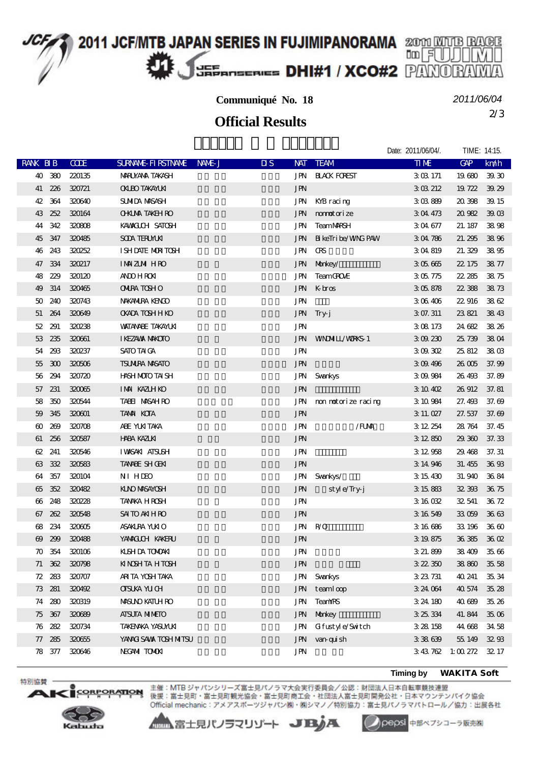# 2011 JCF/MTB JAPAN SERIES IN FUJIMIPANORAMA

**DHI#1 / XCO#2**

**Communiqué No. 18**

*2011/06/04*

## Official Results

Date: 2011/06/04/. TIME: 14:15.

| RANK | BIB | CODE | SURNAME-FIRSTNAME | NAME-J | DIS | NAT | TEAM | TIME | GAP | km/h |
|---|---|---|---|---|---|---|---|---|---|---|
| 40 | 380 | 220135 | MARUYAMA TAKASHI | | | JPN | BLACK FOREST | 3:03.171 | 19.680 | 39.30 |
| 41 | 226 | 320721 | OKUBO TAKAYUKI | | | JPN | | 3:03.212 | 19.722 | 39.29 |
| 42 | 364 | 320640 | SUMIDA MASASHI | | | JPN | KYB racing | 3:03.889 | 20.398 | 39.15 |
| 43 | 252 | 320164 | OHKUMA TAKEHIRO | | | JPN | nonmotorize | 3:04.473 | 20.982 | 39.03 |
| 44 | 342 | 320808 | KAWAGUCHI SATOSHI | | | JPN | Team MARSH | 3:04.677 | 21.187 | 38.98 |
| 45 | 347 | 320485 | SODA TERUYUKI | | | JPN | BikeTribe/WING PAW | 3:04.786 | 21.295 | 38.96 |
| 46 | 243 | 320252 | ISHIDATE MORITOSHI | | | JPN | CRS | 3:04.819 | 21.329 | 38.95 |
| 47 | 334 | 320217 | IMAIZUMI HIRO | | | JPN | Monkey/ | 3:05.665 | 22.175 | 38.77 |
| 48 | 229 | 320120 | ANDO HIROKI | | | JPN | Team GROVE | 3:05.775 | 22.285 | 38.75 |
| 49 | 314 | 320465 | OMURA TOSHIO | | | JPN | K-bros | 3:05.878 | 22.388 | 38.73 |
| 50 | 240 | 320743 | NAKAMURA KENGO | | | JPN | | 3:06.406 | 22.916 | 38.62 |
| 51 | 264 | 320649 | OKADA TOSHIHIKO | | | JPN | Try-j | 3:07.311 | 23.821 | 38.43 |
| 52 | 291 | 320238 | WATANABE TAKAYUKI | | | JPN | | 3:08.173 | 24.682 | 38.26 |
| 53 | 235 | 320661 | IKEZAWA MAKOTO | | | JPN | WINDMILL/WORKS-1 | 3:09.230 | 25.739 | 38.04 |
| 54 | 293 | 320237 | SATO TAIGA | | | JPN | | 3:09.302 | 25.812 | 38.03 |
| 55 | 300 | 320506 | TSUMURA MASATO | | | JPN | | 3:09.496 | 26.005 | 37.99 |
| 56 | 294 | 320720 | HASHIMOTO TAISHI | | | JPN | Swankys | 3:09.984 | 26.493 | 37.89 |
| 57 | 231 | 320065 | IMAI KAZUHIKO | | | JPN | | 3:10.402 | 26.912 | 37.81 |
| 58 | 350 | 320544 | TABEI MASAHIRO | | | JPN | non motorize racing | 3:10.984 | 27.493 | 37.69 |
| 59 | 345 | 320601 | TAMAI KOTA | | | JPN | | 3:11.027 | 27.537 | 37.69 |
| 60 | 269 | 320708 | ABE YUKITAKA | | | JPN | /FUMA | 3:12.254 | 28.764 | 37.45 |
| 61 | 256 | 320587 | HABA KAZUKI | | | JPN | | 3:12.850 | 29.360 | 37.33 |
| 62 | 241 | 320546 | IWASAKI ATSUSHI | | | JPN | | 3:12.958 | 29.468 | 37.31 |
| 63 | 332 | 320583 | TANABE SHIGEKI | | | JPN | | 3:14.946 | 31.455 | 36.93 |
| 64 | 357 | 320104 | NII HIDEO | | | JPN | Swankys/ | 3:15.430 | 31.940 | 36.84 |
| 65 | 352 | 320482 | KUNO MASAYOSHI | | | JPN | style/Try-j | 3:15.883 | 32.393 | 36.75 |
| 66 | 248 | 320228 | TANAKA HIROSHI | | | JPN | | 3:16.032 | 32.541 | 36.72 |
| 67 | 262 | 320548 | SAITO AKIHIRO | | | JPN | | 3:16.549 | 33.059 | 36.63 |
| 68 | 234 | 320605 | ASAKURA YUKIO | | | JPN | R/O | 3:16.686 | 33.196 | 36.60 |
| 69 | 299 | 320488 | YAMAGUCHI KAKERU | | | JPN | | 3:19.875 | 36.385 | 36.02 |
| 70 | 354 | 320106 | KUSHIDA TOMOAKI | | | JPN | | 3:21.899 | 38.409 | 35.66 |
| 71 | 362 | 320798 | KINOSHITA HITOSHI | | | JPN | | 3:22.350 | 38.860 | 35.58 |
| 72 | 283 | 320707 | ARITA YOSHITAKA | | | JPN | Swankys | 3:23.731 | 40.241 | 35.34 |
| 73 | 281 | 320492 | OTSUKA YUICHI | | | JPN | team loop | 3:24.064 | 40.574 | 35.28 |
| 74 | 280 | 320319 | MASUNO KATUHIRO | | | JPN | TeamYRS | 3:24.180 | 40.689 | 35.26 |
| 75 | 367 | 320689 | ATSUTA MINETO | | | JPN | Monkey | 3:25.334 | 41.844 | 35.06 |
| 76 | 282 | 320734 | TAKENAKA YASUYUKI | | | JPN | Gfustyle/Switch | 3:28.158 | 44.668 | 34.58 |
| 77 | 285 | 320655 | YANAGISAWA TOSHIMITSU | | | JPN | van-quish | 3:38.639 | 55.149 | 32.93 |
| 78 | 377 | 320646 | NEGAMI TOMOKI | | | JPN | | 3:43.762 | 1:00.272 | 32.17 |

**Timing by WAKITA Soft**

特別協賛 AKI CORPORATION

主催：MTBジャパンシリーズ富士見パノラマ大会実行委員会／公認：財団法人日本自転車競技連盟
後援：富士見町・富士見町観光協会・富士見町商工会・社団法人富士見町開発公社・日本マウンテンバイク協会
Official mechanic：アメアスポーツジャパン㈱・㈱シマノ／特別協力：富士見パノラマパトロール／協力：出展各社

Kabuto　富士見パノラマリゾート　JBJA　pepsi 中部ペプシコーラ販売㈱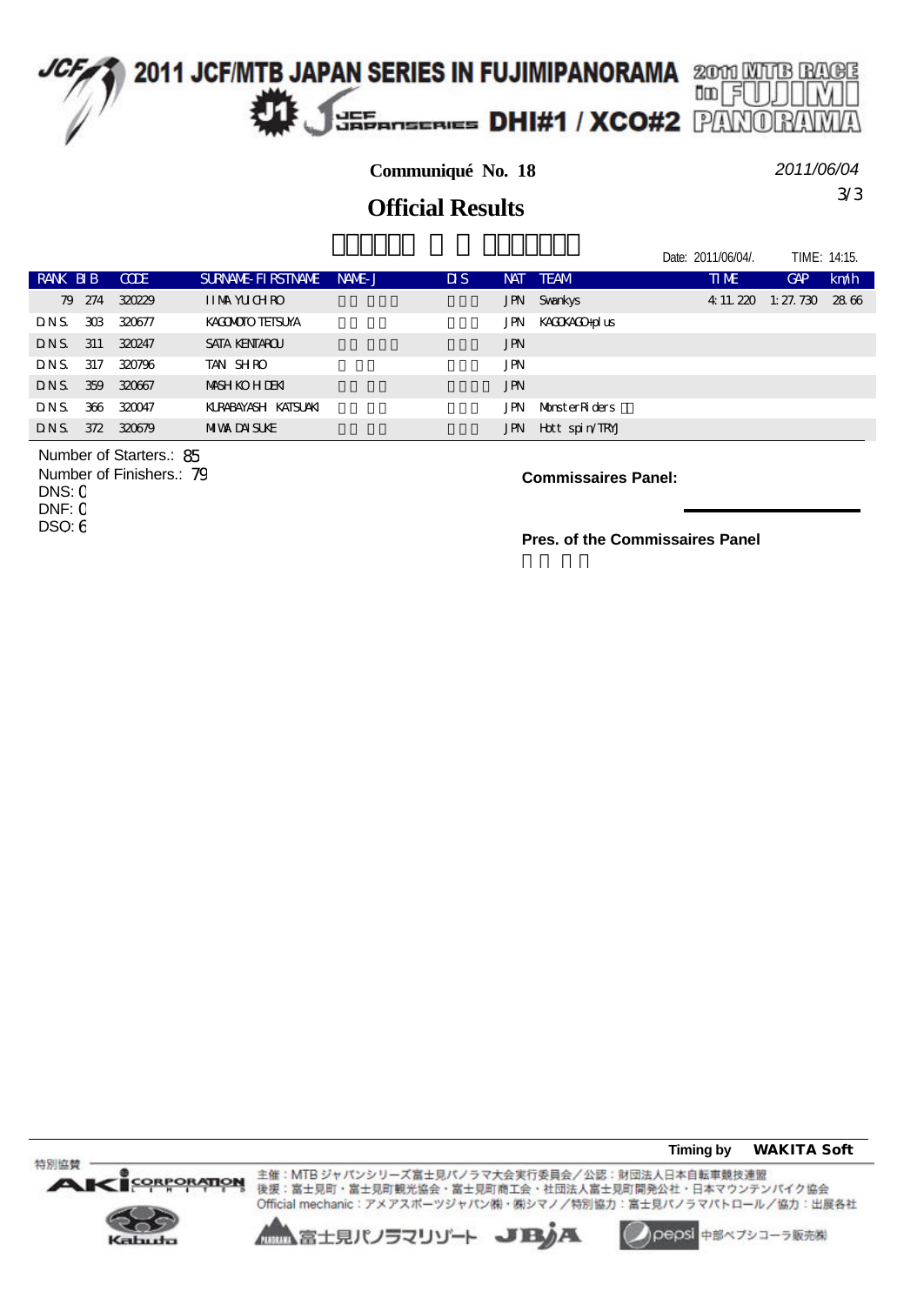# 2011 JCF/MTB JAPAN SERIES IN FUJIMIPANORAMA

2011 MTB RACE in FUJIMI PANORAMA

JCF JAPANSERIES DHI#1 / XCO#2

**Communiqué No. 18**

*2011/06/04*

## Official Results

Date: 2011/06/04/. TIME: 14:15.

| RANK | BIB | CODE | SURNAME-FIRSTNAME | NAME-J | DIS | NAT | TEAM | TIME | GAP | km/h |
|---|---|---|---|---|---|---|---|---|---|---|
| 79 | 274 | 320229 | IIMA YUICHIRO | | | JPN | Swankys | 4:11.220 | 1:27.730 | 28.66 |
| D.N.S. | 303 | 320677 | KAGOMOTO TETSUYA | | | JPN | KAGOKAGO+plus | | | |
| D.N.S. | 311 | 320247 | SATA KENTAROU | | | JPN | | | | |
| D.N.S. | 317 | 320796 | TANI SHIRO | | | JPN | | | | |
| D.N.S. | 359 | 320667 | MASHIKO HIDEKI | | | JPN | | | | |
| D.N.S. | 366 | 320047 | KURABAYASHI KATSUAKI | | | JPN | MonsterRiders | | | |
| D.N.S. | 372 | 320679 | MIWA DAISUKE | | | JPN | Hott spin/TRYJ | | | |

Number of Starters.: 85
Number of Finishers.: 79
DNS: 0
DNF: 0
DSO: 6

**Commissaires Panel:**

**Pres. of the Commissaires Panel**

**Timing by WAKITA Soft**

特別協賛 AKI CORPORATION / Kabuto

主催：MTBジャパンシリーズ富士見パノラマ大会実行委員会／公認：財団法人日本自転車競技連盟
後援：富士見町・富士見町観光協会・富士見町商工会・社団法人富士見町開発公社・日本マウンテンバイク協会
Official mechanic：アメアスポーツジャパン㈱・㈱シマノ／特別協力：富士見パノラマパトロール／協力：出展各社

富士見パノラマリゾート　JBJA　pepsi 中部ペプシコーラ販売㈱